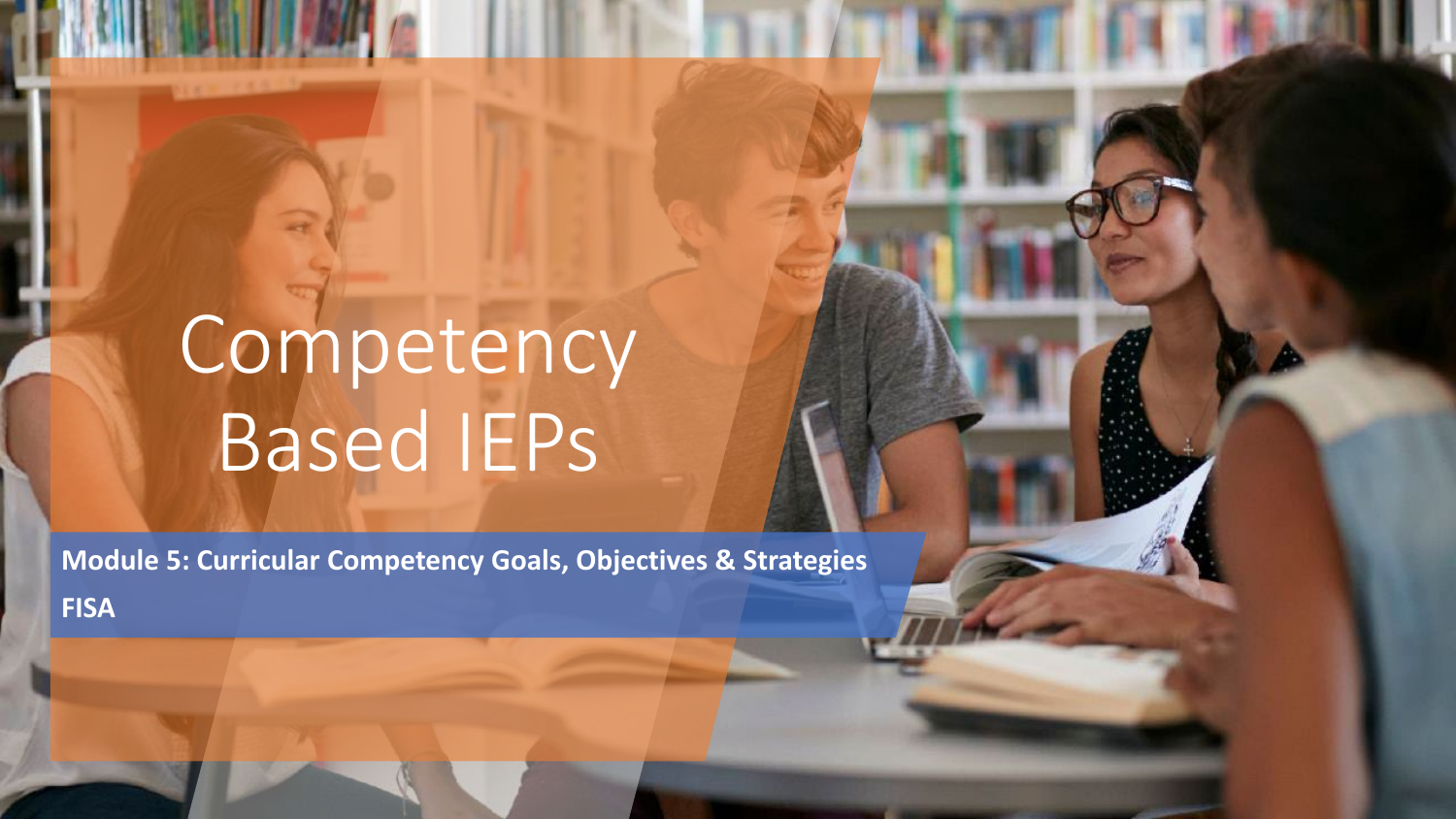# Competency Based IEPs

**Module 5: Curricular Competency Goals, Objectives & Strategies**

**FISA**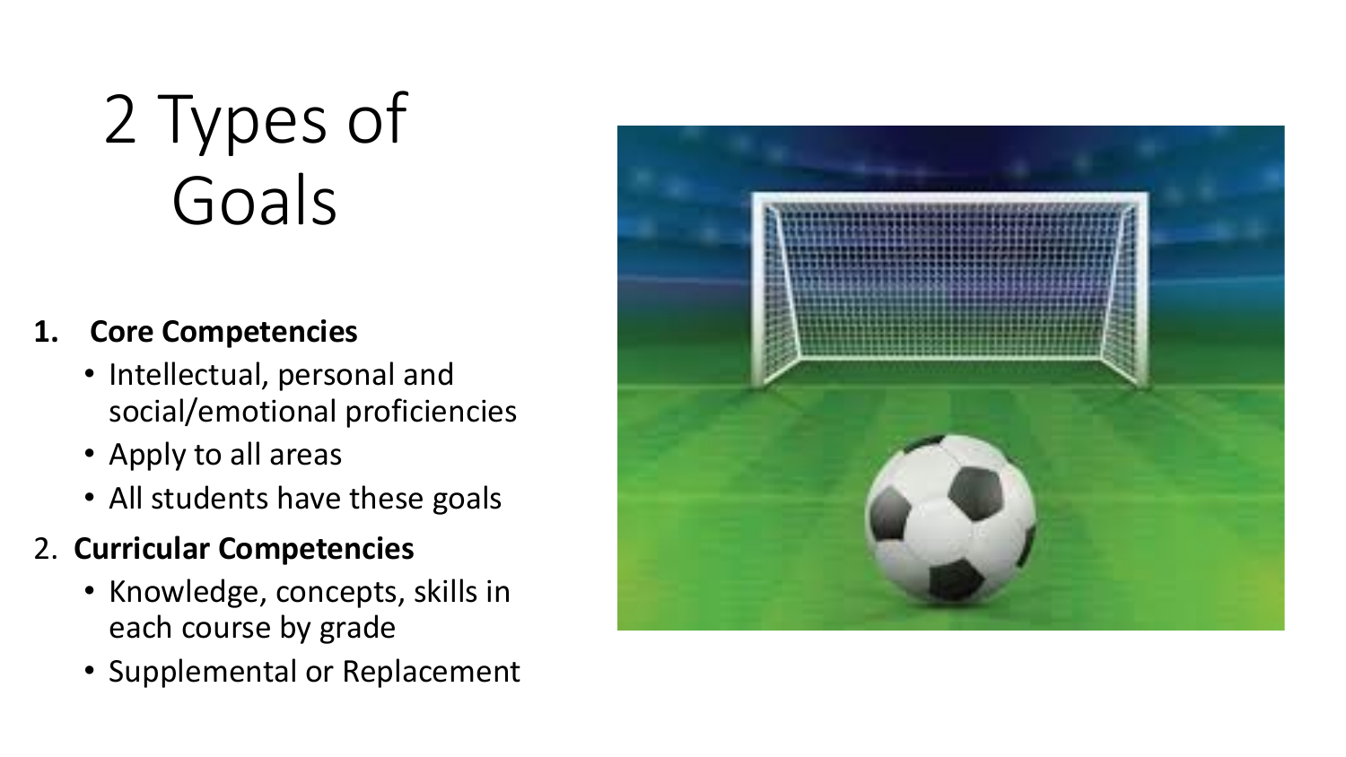# 2 Types of Goals

1. **Core Competencies**
   - Intellectual, personal and social/emotional proficiencies
   - Apply to all areas
   - All students have these goals
2. **Curricular Competencies**
   - Knowledge, concepts, skills in each course by grade
   - Supplemental or Replacement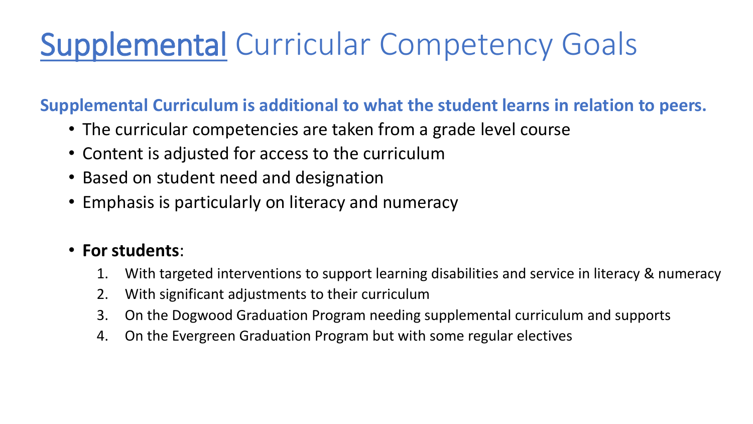# Supplemental Curricular Competency Goals

**Supplemental Curriculum is additional to what the student learns in relation to peers.**

- The curricular competencies are taken from a grade level course
- Content is adjusted for access to the curriculum
- Based on student need and designation
- Emphasis is particularly on literacy and numeracy

- **For students**:
  1. With targeted interventions to support learning disabilities and service in literacy & numeracy
  2. With significant adjustments to their curriculum
  3. On the Dogwood Graduation Program needing supplemental curriculum and supports
  4. On the Evergreen Graduation Program but with some regular electives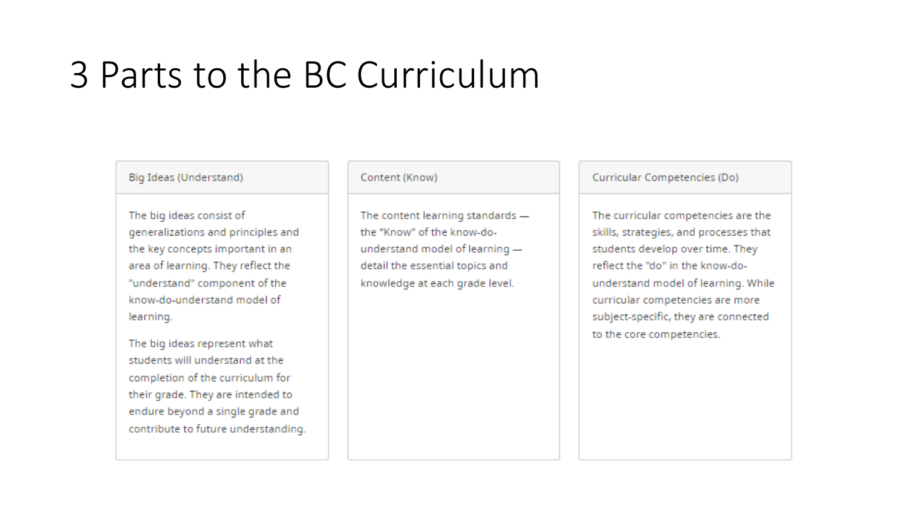# 3 Parts to the BC Curriculum

## Big Ideas (Understand)

The big ideas consist of generalizations and principles and the key concepts important in an area of learning. They reflect the "understand" component of the know-do-understand model of learning.

The big ideas represent what students will understand at the completion of the curriculum for their grade. They are intended to endure beyond a single grade and contribute to future understanding.

## Content (Know)

The content learning standards — the "Know" of the know-do-understand model of learning — detail the essential topics and knowledge at each grade level.

## Curricular Competencies (Do)

The curricular competencies are the skills, strategies, and processes that students develop over time. They reflect the "do" in the know-do-understand model of learning. While curricular competencies are more subject-specific, they are connected to the core competencies.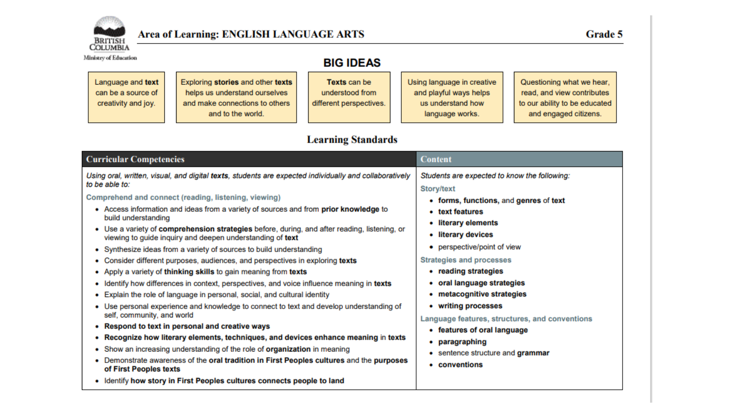**BRITISH COLUMBIA**
Ministry of Education

# Area of Learning: ENGLISH LANGUAGE ARTS — Grade 5

## BIG IDEAS

| Language and **text** can be a source of creativity and joy. | Exploring **stories** and other **texts** helps us understand ourselves and make connections to others and to the world. | **Texts** can be understood from different perspectives. | Using language in creative and playful ways helps us understand how language works. | Questioning what we hear, read, and view contributes to our ability to be educated and engaged citizens. |
|---|---|---|---|---|

## Learning Standards

### Curricular Competencies

*Using oral, written, visual, and digital* ***texts****, students are expected individually and collaboratively to be able to:*

**Comprehend and connect (reading, listening, viewing)**

- Access information and ideas from a variety of sources and from **prior knowledge** to build understanding
- Use a variety of **comprehension strategies** before, during, and after reading, listening, or viewing to guide inquiry and deepen understanding of **text**
- Synthesize ideas from a variety of sources to build understanding
- Consider different purposes, audiences, and perspectives in exploring **texts**
- Apply a variety of **thinking skills** to gain meaning from **texts**
- Identify how differences in context, perspectives, and voice influence meaning in **texts**
- Explain the role of language in personal, social, and cultural identity
- Use personal experience and knowledge to connect to text and develop understanding of self, community, and world
- **Respond to text in personal and creative ways**
- **Recognize how literary elements, techniques, and devices enhance meaning** in **texts**
- Show an increasing understanding of the role of **organization** in meaning
- Demonstrate awareness of the **oral tradition in First Peoples cultures** and the **purposes of First Peoples texts**
- Identify **how story in First Peoples cultures connects people to land**

### Content

*Students are expected to know the following:*

**Story/text**

- **forms, functions,** and **genres** of **text**
- **text features**
- **literary elements**
- **literary devices**
- perspective/point of view

**Strategies and processes**

- **reading strategies**
- **oral language strategies**
- **metacognitive strategies**
- **writing processes**

**Language features, structures, and conventions**

- **features of oral language**
- **paragraphing**
- sentence structure and **grammar**
- **conventions**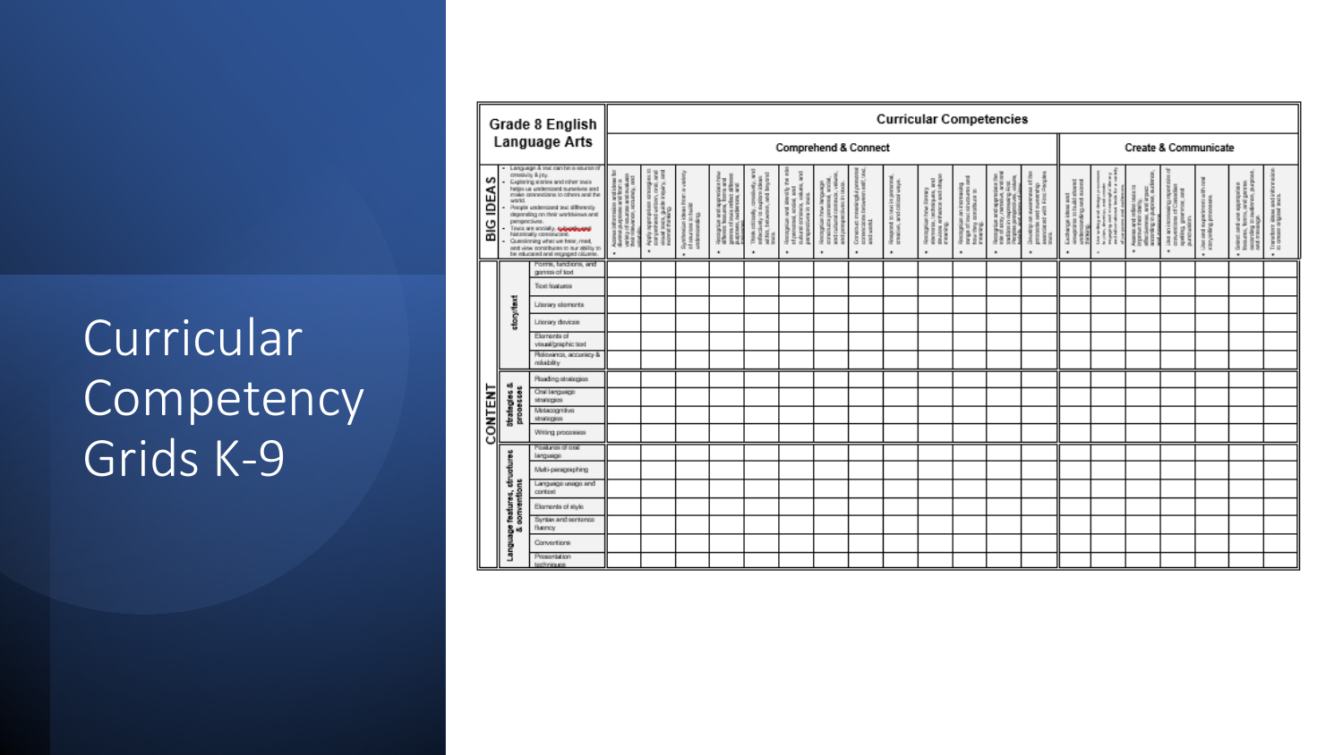# Curricular Competency Grids K-9

## Grade 8 English Language Arts

**BIG IDEAS**

- Language & text can be a source of creativity & joy.
- Exploring stories and other texts helps us understand ourselves and make connections to others and the world.
- People understand text differently depending on their worldviews and perspectives.
- Texts are socially, culturally and historically constructed.
- Questioning what we hear, read, and view contributes to our ability to be educated and engaged citizens.

| CONTENT | | | Curricular Competencies | | | | | | | | | | | | | | | | | | | |
|---|---|---|---|---|---|---|---|---|---|---|---|---|---|---|---|---|---|---|---|---|---|---|
| | | | Comprehend & Connect | | | | | | | | | | | | | Create & Communicate | | | | | | |
| | | | Access information and ideas for diverse purposes and from a variety of sources and evaluate their relevance, accuracy, and reliability. | Apply appropriate strategies to comprehend written, oral, and visual texts, guide inquiry, and extend thinking. | Synthesize ideas from a variety of sources to build understanding. | Recognize and appreciate how different features, forms and genres of texts reflect different purposes, audiences, and messages. | Think critically, creatively, and reflectively to explore ideas within, between, and beyond texts. | Recognize and identify the role of personal, social, and cultural contexts, values, and perspectives in texts. | Recognize how language constructs personal, social, and cultural identities. | Construct meaningful personal connections between self, text, and world. | Respond to text in personal, creative, and critical ways. | Recognize how literary elements, techniques, and devices enhance and shape meaning. | Recognize an increasing range of text structures and how they contribute to meaning. | Recognize and appreciate the role of story, narrative, and oral tradition in expressing First Peoples perspectives, values, beliefs, and points of view. | Develop an awareness of the protocols and ownership associated with First Peoples texts. | Exchange ideas and viewpoints to build shared understanding and extend thinking. | Use writing and design processes to plan, develop, and create engaging and meaningful literary and informational texts for a variety of purposes and audiences. | Assess and refine texts to improve their clarity, effectiveness, and impact according to purpose, audience, and message. | Use an increasing repertoire of conventions of Canadian spelling, grammar, and punctuation. | Use and experiment with oral storytelling processes. | Select and use appropriate features, forms, and genres according to audience, purpose, and message. | Transform ideas and information to create original texts. |
| CONTENT | story/text | Forms, functions, and genres of text | | | | | | | | | | | | | | | | | | | | |
| | | Text features | | | | | | | | | | | | | | | | | | | | |
| | | Literary elements | | | | | | | | | | | | | | | | | | | | |
| | | Literary devices | | | | | | | | | | | | | | | | | | | | |
| | | Elements of visual/graphic text | | | | | | | | | | | | | | | | | | | | |
| | | Relevance, accuracy & reliability | | | | | | | | | | | | | | | | | | | | |
| | Strategies & processes | Reading strategies | | | | | | | | | | | | | | | | | | | | |
| | | Oral language strategies | | | | | | | | | | | | | | | | | | | | |
| | | Metacognitive strategies | | | | | | | | | | | | | | | | | | | | |
| | | Writing processes | | | | | | | | | | | | | | | | | | | | |
| | Language features, structures & conventions | Features of oral language | | | | | | | | | | | | | | | | | | | | |
| | | Multi-paragraphing | | | | | | | | | | | | | | | | | | | | |
| | | Language usage and context | | | | | | | | | | | | | | | | | | | | |
| | | Elements of style | | | | | | | | | | | | | | | | | | | | |
| | | Syntax and sentence fluency | | | | | | | | | | | | | | | | | | | | |
| | | Conventions | | | | | | | | | | | | | | | | | | | | |
| | | Presentation techniques | | | | | | | | | | | | | | | | | | | | |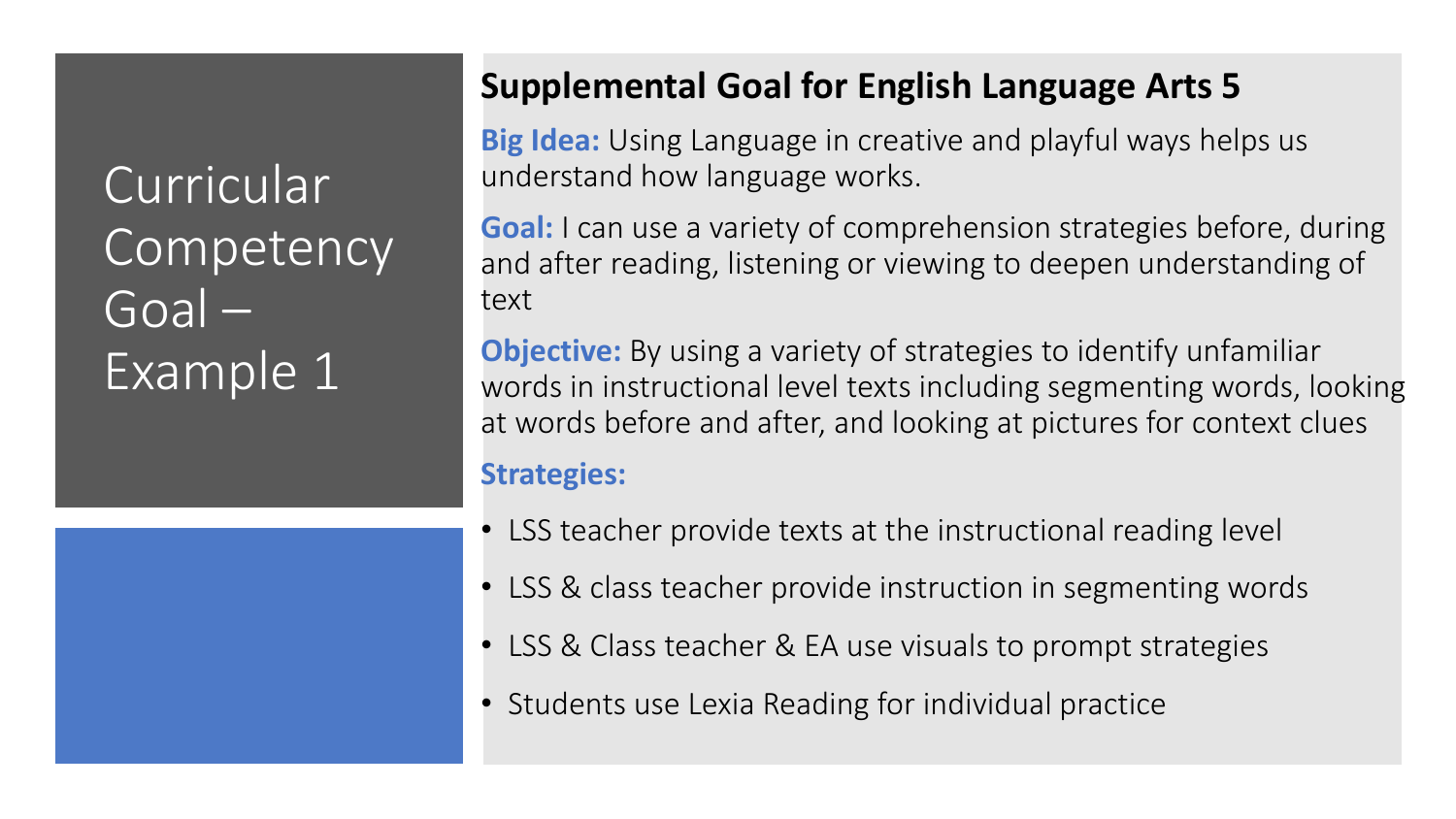# Curricular Competency Goal – Example 1

## Supplemental Goal for English Language Arts 5

**Big Idea:** Using Language in creative and playful ways helps us understand how language works.

**Goal:** I can use a variety of comprehension strategies before, during and after reading, listening or viewing to deepen understanding of text

**Objective:** By using a variety of strategies to identify unfamiliar words in instructional level texts including segmenting words, looking at words before and after, and looking at pictures for context clues

**Strategies:**

- LSS teacher provide texts at the instructional reading level
- LSS & class teacher provide instruction in segmenting words
- LSS & Class teacher & EA use visuals to prompt strategies
- Students use Lexia Reading for individual practice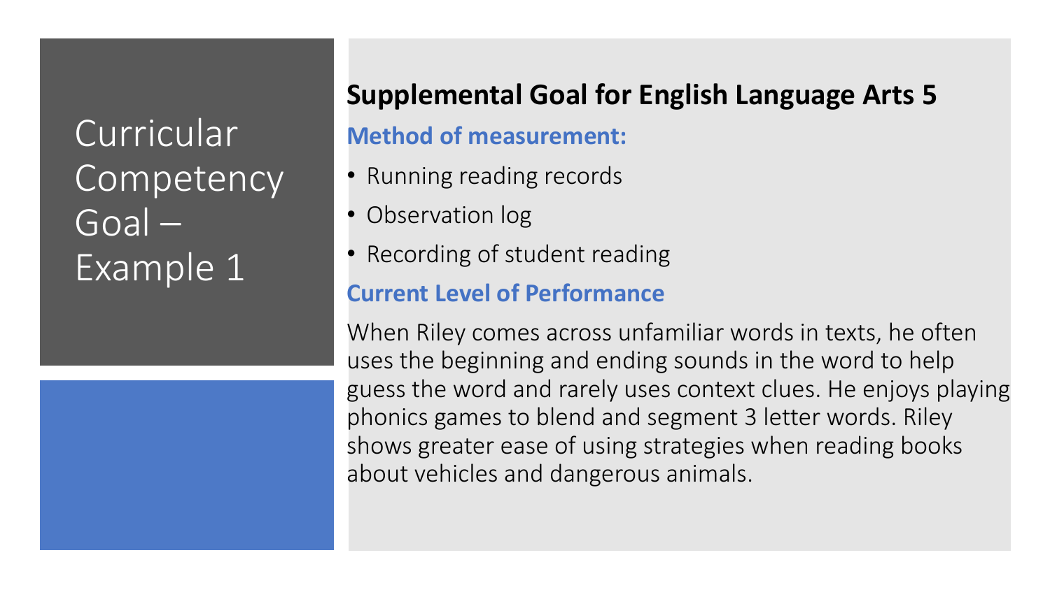# Curricular Competency Goal – Example 1

## Supplemental Goal for English Language Arts 5

### Method of measurement:

- Running reading records
- Observation log
- Recording of student reading

### Current Level of Performance

When Riley comes across unfamiliar words in texts, he often uses the beginning and ending sounds in the word to help guess the word and rarely uses context clues. He enjoys playing phonics games to blend and segment 3 letter words. Riley shows greater ease of using strategies when reading books about vehicles and dangerous animals.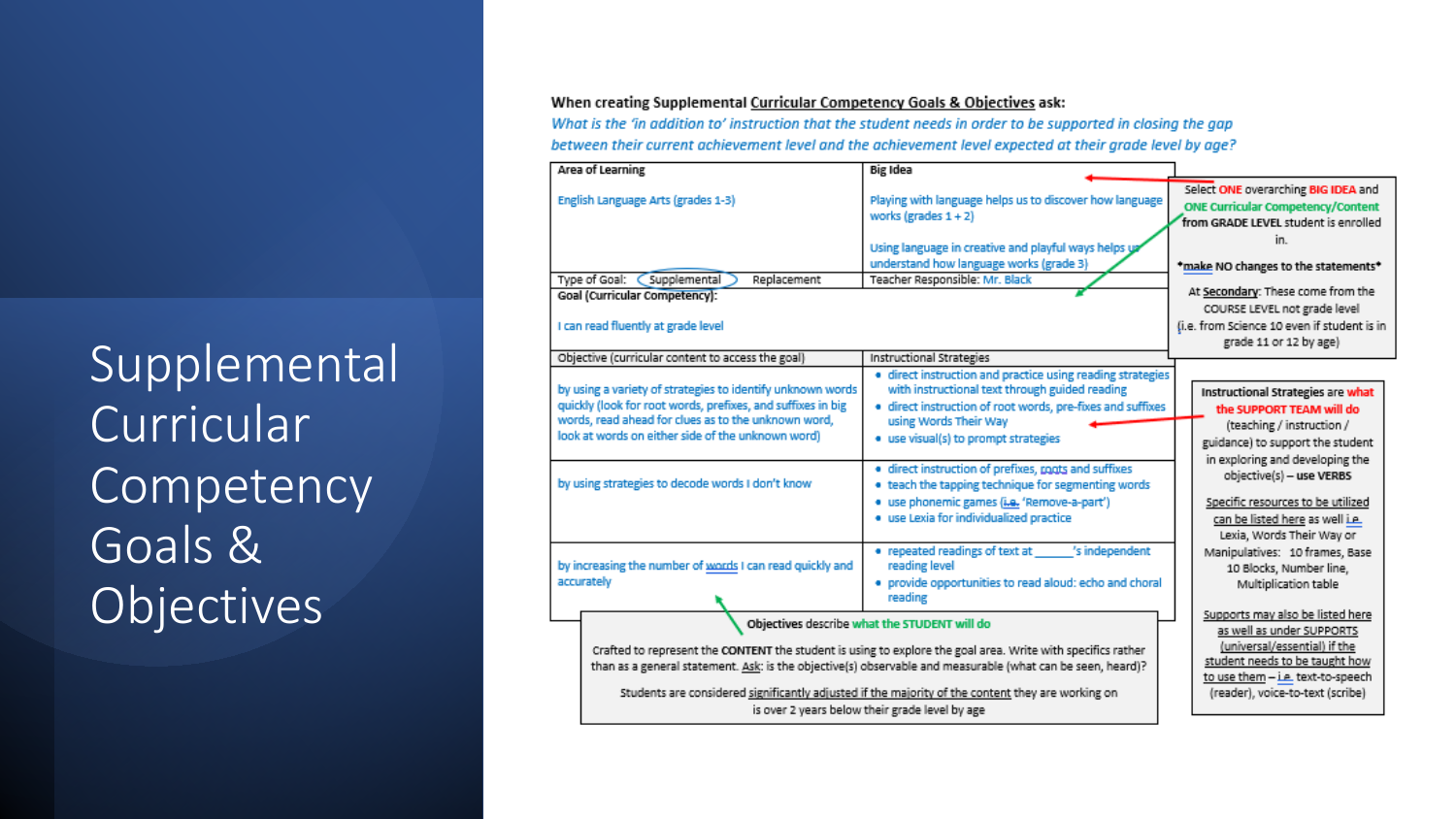# Supplemental Curricular Competency Goals & Objectives

**When creating Supplemental Curricular Competency Goals & Objectives ask:**

*What is the 'in addition to' instruction that the student needs in order to be supported in closing the gap between their current achievement level and the achievement level expected at their grade level by age?*

| Area of Learning | Big Idea |
| --- | --- |
| English Language Arts (grades 1-3) | Playing with language helps us to discover how language works (grades 1 + 2)<br><br>Using language in creative and playful ways helps us understand how language works (grade 3) |
| Type of Goal: Supplemental (circled) Replacement | Teacher Responsible: Mr. Black |
| **Goal (Curricular Competency):**<br><br>I can read fluently at grade level | |
| Objective (curricular content to access the goal) | Instructional Strategies |
| by using a variety of strategies to identify unknown words quickly (look for root words, prefixes, and suffixes in big words, read ahead for clues as to the unknown word, look at words on either side of the unknown word) | • direct instruction and practice using reading strategies with instructional text through guided reading<br>• direct instruction of root words, pre-fixes and suffixes using Words Their Way<br>• use visual(s) to prompt strategies |
| by using strategies to decode words I don't know | • direct instruction of prefixes, roots and suffixes<br>• teach the tapping technique for segmenting words<br>• use phonemic games (i.e. 'Remove-a-part')<br>• use Lexia for individualized practice |
| by increasing the number of words I can read quickly and accurately | • repeated readings of text at _____'s independent reading level<br>• provide opportunities to read aloud: echo and choral reading |

Select **ONE** overarching **BIG IDEA** and **ONE Curricular Competency/Content** from **GRADE LEVEL** student is enrolled in.

***make NO changes to the statements***

At Secondary: These come from the COURSE LEVEL not grade level (i.e. from Science 10 even if student is in grade 11 or 12 by age)

**Instructional Strategies** are **what the SUPPORT TEAM will do** (teaching / instruction / guidance) to support the student in exploring and developing the objective(s) – **use VERBS**

Specific resources to be utilized can be listed here as well i.e. Lexia, Words Their Way or Manipulatives: 10 frames, Base 10 Blocks, Number line, Multiplication table

Supports may also be listed here as well as under SUPPORTS (universal/essential) if the student needs to be taught how to use them – i.e. text-to-speech (reader), voice-to-text (scribe)

**Objectives describe what the STUDENT will do**

Crafted to represent the **CONTENT** the student is using to explore the goal area. Write with specifics rather than as a general statement. Ask: is the objective(s) observable and measurable (what can be seen, heard)?

Students are considered significantly adjusted if the majority of the content they are working on is over 2 years below their grade level by age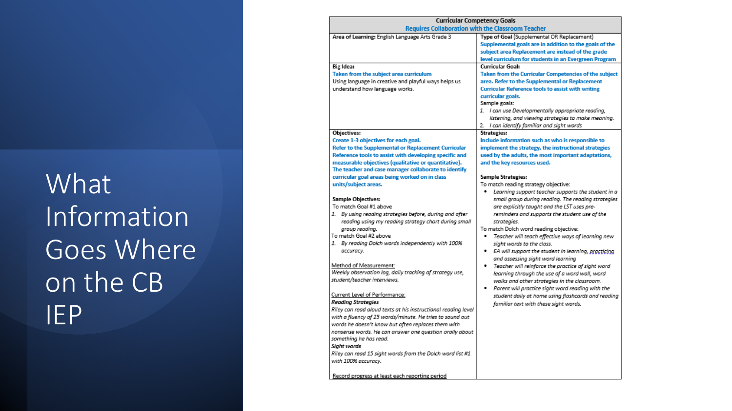# What Information Goes Where on the CB IEP

| **Curricular Competency Goals**<br>**Requires Collaboration with the Classroom Teacher** | |
|---|---|
| **Area of Learning:** English Language Arts Grade 3 | **Type of Goal** (Supplemental OR Replacement)<br>**Supplemental goals are in addition to the goals of the subject area Replacement are instead of the grade level curriculum for students in an Evergreen Program** |
| **Big Idea:**<br>**Taken from the subject area curriculum**<br>Using language in creative and playful ways helps us understand how language works. | **Curricular Goal:**<br>**Taken from the Curricular Competencies of the subject area. Refer to the Supplemental or Replacement Curricular Reference tools to assist with writing curricular goals.**<br>Sample goals:<br>1. *I can use Developmentally appropriate reading, listening, and viewing strategies to make meaning.*<br>2. *I can identify familiar and sight words* |
| **Objectives:**<br>**Create 1-3 objectives for each goal.**<br>**Refer to the Supplemental or Replacement Curricular Reference tools to assist with developing specific and measurable objectives (qualitative or quantitative).**<br>**The teacher and case manager collaborate to identify curricular goal areas being worked on in class units/subject areas.**<br><br>**Sample Objectives:**<br>To match Goal #1 above<br>1. *By using reading strategies before, during and after reading using my reading strategy chart during small group reading.*<br>To match Goal #2 above<br>1. *By reading Dolch words independently with 100% accuracy.*<br><br>Method of Measurement:<br>*Weekly observation log, daily tracking of strategy use, student/teacher interviews.*<br><br>Current Level of Performance:<br>***Reading Strategies***<br>*Riley can read aloud texts at his instructional reading level with a fluency of 25 words/minute. He tries to sound out words he doesn't know but often replaces them with nonsense words. He can answer one question orally about something he has read.*<br>***Sight words***<br>*Riley can read 15 sight words from the Dolch word list #1 with 100% accuracy.*<br><br>Record progress at least each reporting period | **Strategies:**<br>**Include information such as who is responsible to implement the strategy, the instructional strategies used by the adults, the most important adaptations, and the key resources used.**<br><br>**Sample Strategies:**<br>To match reading strategy objective:<br>• *Learning support teacher supports the student in a small group during reading. The reading strategies are explicitly taught and the LST uses pre-reminders and supports the student use of the strategies.*<br>To match Dolch word reading objective:<br>• *Teacher will teach effective ways of learning new sight words to the class.*<br>• *EA will support the student in learning, practicing and assessing sight word learning*<br>• *Teacher will reinforce the practice of sight word learning through the use of a word wall, word walks and other strategies in the classroom.*<br>• *Parent will practice sight word reading with the student daily at home using flashcards and reading familiar text with these sight words.* |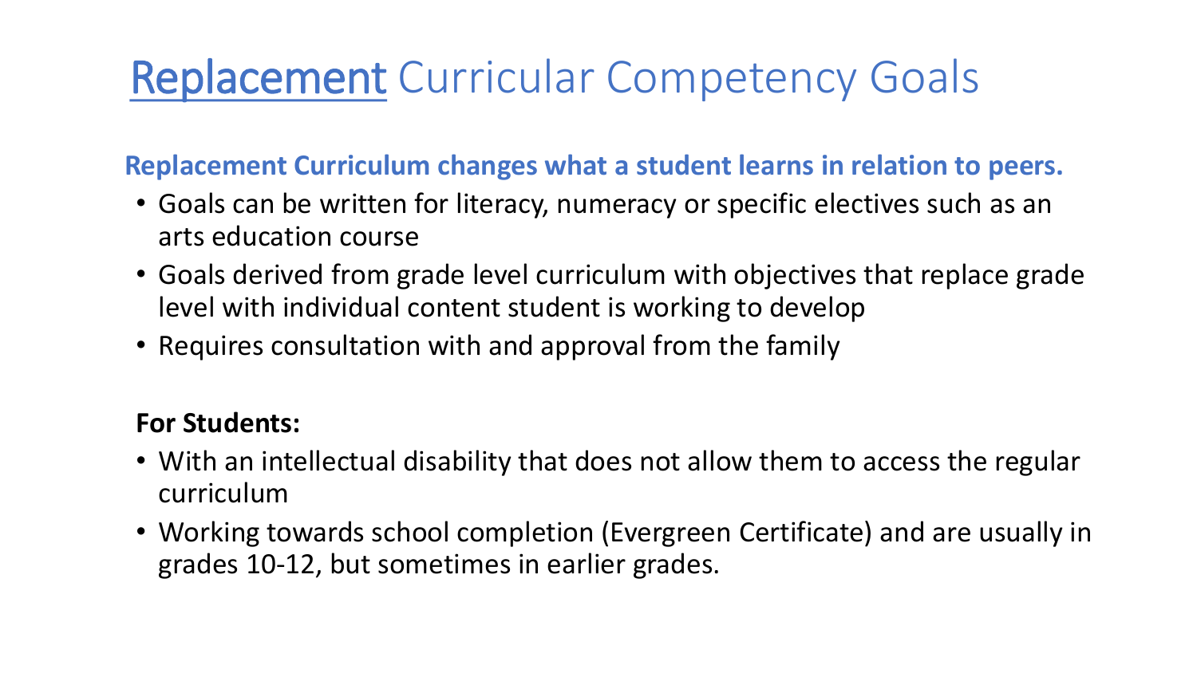# Replacement Curricular Competency Goals

**Replacement Curriculum changes what a student learns in relation to peers.**

- Goals can be written for literacy, numeracy or specific electives such as an arts education course
- Goals derived from grade level curriculum with objectives that replace grade level with individual content student is working to develop
- Requires consultation with and approval from the family

**For Students:**

- With an intellectual disability that does not allow them to access the regular curriculum
- Working towards school completion (Evergreen Certificate) and are usually in grades 10-12, but sometimes in earlier grades.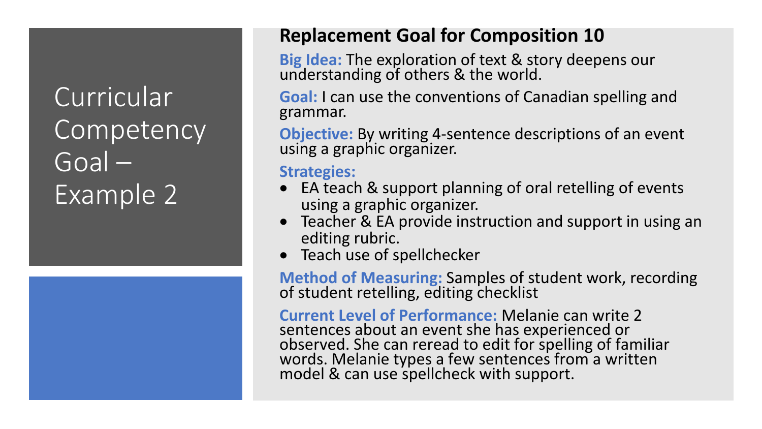# Curricular Competency Goal – Example 2

## Replacement Goal for Composition 10

**Big Idea:** The exploration of text & story deepens our understanding of others & the world.

**Goal:** I can use the conventions of Canadian spelling and grammar.

**Objective:** By writing 4-sentence descriptions of an event using a graphic organizer.

**Strategies:**

- EA teach & support planning of oral retelling of events using a graphic organizer.
- Teacher & EA provide instruction and support in using an editing rubric.
- Teach use of spellchecker

**Method of Measuring:** Samples of student work, recording of student retelling, editing checklist

**Current Level of Performance:** Melanie can write 2 sentences about an event she has experienced or observed. She can reread to edit for spelling of familiar words. Melanie types a few sentences from a written model & can use spellcheck with support.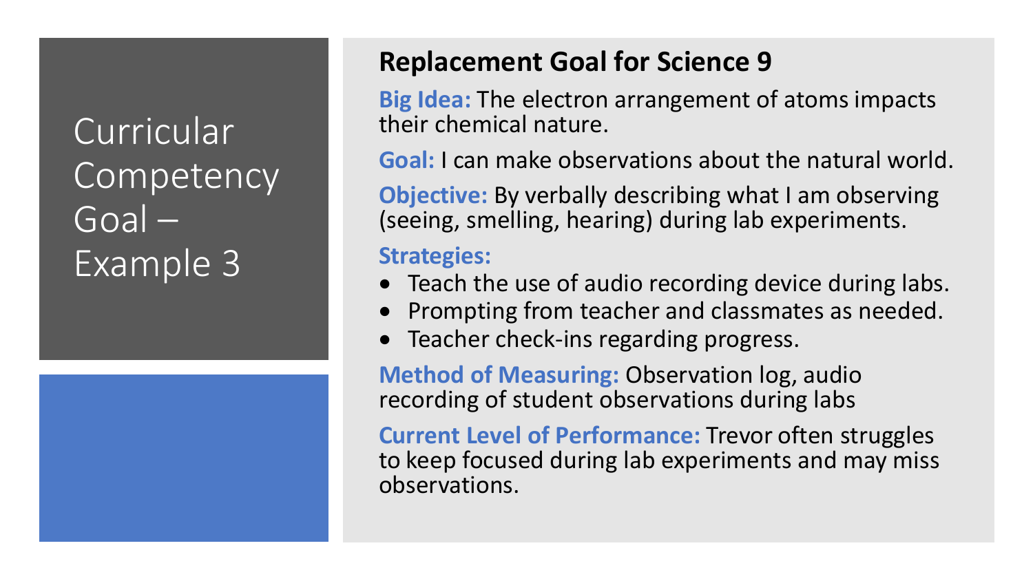# Curricular Competency Goal – Example 3

## Replacement Goal for Science 9

**Big Idea:** The electron arrangement of atoms impacts their chemical nature.

**Goal:** I can make observations about the natural world.

**Objective:** By verbally describing what I am observing (seeing, smelling, hearing) during lab experiments.

**Strategies:**

- Teach the use of audio recording device during labs.
- Prompting from teacher and classmates as needed.
- Teacher check-ins regarding progress.

**Method of Measuring:** Observation log, audio recording of student observations during labs

**Current Level of Performance:** Trevor often struggles to keep focused during lab experiments and may miss observations.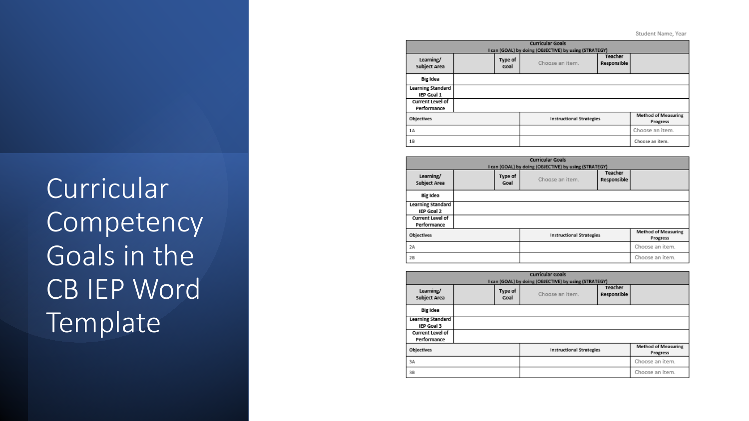# Curricular Competency Goals in the CB IEP Word Template

Student Name, Year

| Curricular Goals<br>I can (GOAL) by doing (OBJECTIVE) by using (STRATEGY) | | | | | |
|---|---|---|---|---|---|
| Learning/ Subject Area | | Type of Goal | Choose an item. | Teacher Responsible | |
| Big Idea | | | | | |
| Learning Standard IEP Goal 1 | | | | | |
| Current Level of Performance | | | | | |
| Objectives | | | Instructional Strategies | | Method of Measuring Progress |
| 1A | | | | | Choose an item. |
| 1B | | | | | Choose an item. |

| Curricular Goals<br>I can (GOAL) by doing (OBJECTIVE) by using (STRATEGY) | | | | | |
|---|---|---|---|---|---|
| Learning/ Subject Area | | Type of Goal | Choose an item. | Teacher Responsible | |
| Big Idea | | | | | |
| Learning Standard IEP Goal 2 | | | | | |
| Current Level of Performance | | | | | |
| Objectives | | | Instructional Strategies | | Method of Measuring Progress |
| 2A | | | | | Choose an item. |
| 2B | | | | | Choose an item. |

| Curricular Goals<br>I can (GOAL) by doing (OBJECTIVE) by using (STRATEGY) | | | | | |
|---|---|---|---|---|---|
| Learning/ Subject Area | | Type of Goal | Choose an item. | Teacher Responsible | |
| Big Idea | | | | | |
| Learning Standard IEP Goal 3 | | | | | |
| Current Level of Performance | | | | | |
| Objectives | | | Instructional Strategies | | Method of Measuring Progress |
| 3A | | | | | Choose an item. |
| 3B | | | | | Choose an item. |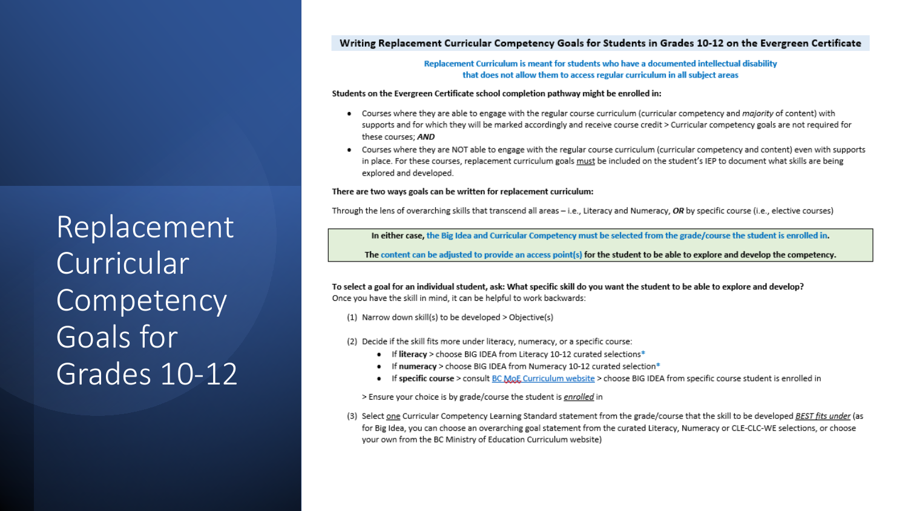# Replacement Curricular Competency Goals for Grades 10-12

## Writing Replacement Curricular Competency Goals for Students in Grades 10-12 on the Evergreen Certificate

Replacement Curriculum is meant for students who have a documented intellectual disability that does not allow them to access regular curriculum in all subject areas

**Students on the Evergreen Certificate school completion pathway might be enrolled in:**

- Courses where they are able to engage with the regular course curriculum (curricular competency and *majority* of content) with supports and for which they will be marked accordingly and receive course credit > Curricular competency goals are not required for these courses; ***AND***
- Courses where they are NOT able to engage with the regular course curriculum (curricular competency and content) even with supports in place. For these courses, replacement curriculum goals must be included on the student's IEP to document what skills are being explored and developed.

**There are two ways goals can be written for replacement curriculum:**

Through the lens of overarching skills that transcend all areas – i.e., Literacy and Numeracy, ***OR*** by specific course (i.e., elective courses)

> **In either case, the Big Idea and Curricular Competency must be selected from the grade/course the student is enrolled in.**
>
> **The content can be adjusted to provide an access point(s) for the student to be able to explore and develop the competency.**

**To select a goal for an individual student, ask: What specific skill do you want the student to be able to explore and develop?**
Once you have the skill in mind, it can be helpful to work backwards:

(1) Narrow down skill(s) to be developed > Objective(s)

(2) Decide if the skill fits more under literacy, numeracy, or a specific course:
- If **literacy** > choose BIG IDEA from Literacy 10-12 curated selections*
- If **numeracy** > choose BIG IDEA from Numeracy 10-12 curated selection*
- If **specific course** > consult BC MoE Curriculum website > choose BIG IDEA from specific course student is enrolled in

> Ensure your choice is by grade/course the student is *enrolled* in

(3) Select one Curricular Competency Learning Standard statement from the grade/course that the skill to be developed ***BEST fits under*** (as for Big Idea, you can choose an overarching goal statement from the curated Literacy, Numeracy or CLE-CLC-WE selections, or choose your own from the BC Ministry of Education Curriculum website)